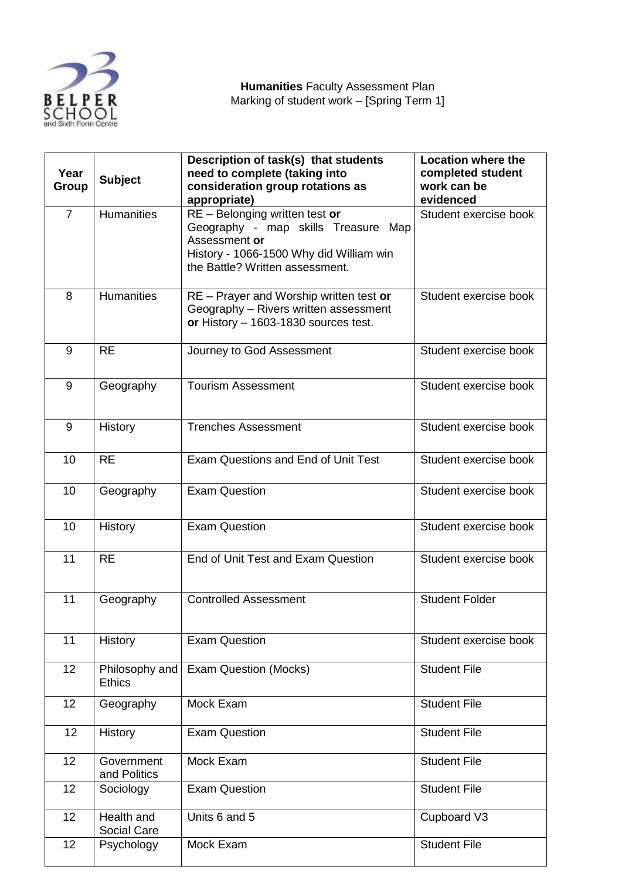**Humanities** Faculty Assessment Plan
Marking of student work – [Spring Term 1]

| Year Group | Subject | Description of task(s) that students need to complete (taking into consideration group rotations as appropriate) | Location where the completed student work can be evidenced |
|---|---|---|---|
| 7 | Humanities | RE – Belonging written test **or** Geography - map skills Treasure Map Assessment **or** History - 1066-1500 Why did William win the Battle? Written assessment. | Student exercise book |
| 8 | Humanities | RE – Prayer and Worship written test **or** Geography – Rivers written assessment **or** History – 1603-1830 sources test. | Student exercise book |
| 9 | RE | Journey to God Assessment | Student exercise book |
| 9 | Geography | Tourism Assessment | Student exercise book |
| 9 | History | Trenches Assessment | Student exercise book |
| 10 | RE | Exam Questions and End of Unit Test | Student exercise book |
| 10 | Geography | Exam Question | Student exercise book |
| 10 | History | Exam Question | Student exercise book |
| 11 | RE | End of Unit Test and Exam Question | Student exercise book |
| 11 | Geography | Controlled Assessment | Student Folder |
| 11 | History | Exam Question | Student exercise book |
| 12 | Philosophy and Ethics | Exam Question (Mocks) | Student File |
| 12 | Geography | Mock Exam | Student File |
| 12 | History | Exam Question | Student File |
| 12 | Government and Politics | Mock Exam | Student File |
| 12 | Sociology | Exam Question | Student File |
| 12 | Health and Social Care | Units 6 and 5 | Cupboard V3 |
| 12 | Psychology | Mock Exam | Student File |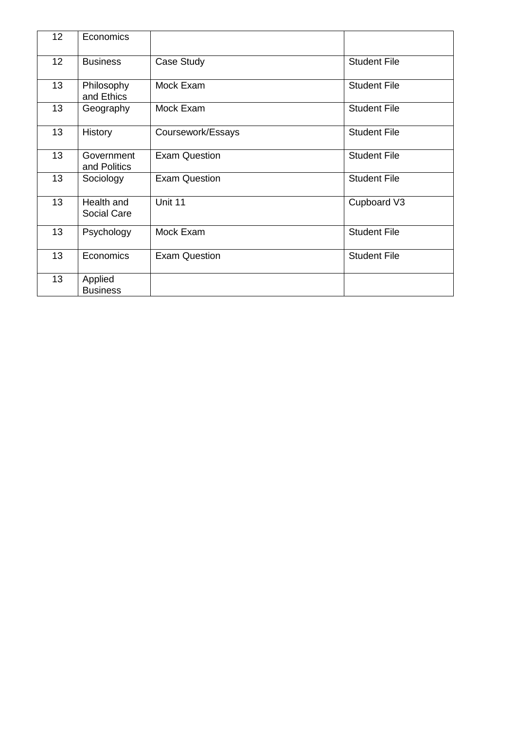| | | | |
|---|---|---|---|
| 12 | Economics | | |
| 12 | Business | Case Study | Student File |
| 13 | Philosophy and Ethics | Mock Exam | Student File |
| 13 | Geography | Mock Exam | Student File |
| 13 | History | Coursework/Essays | Student File |
| 13 | Government and Politics | Exam Question | Student File |
| 13 | Sociology | Exam Question | Student File |
| 13 | Health and Social Care | Unit 11 | Cupboard V3 |
| 13 | Psychology | Mock Exam | Student File |
| 13 | Economics | Exam Question | Student File |
| 13 | Applied Business | | |